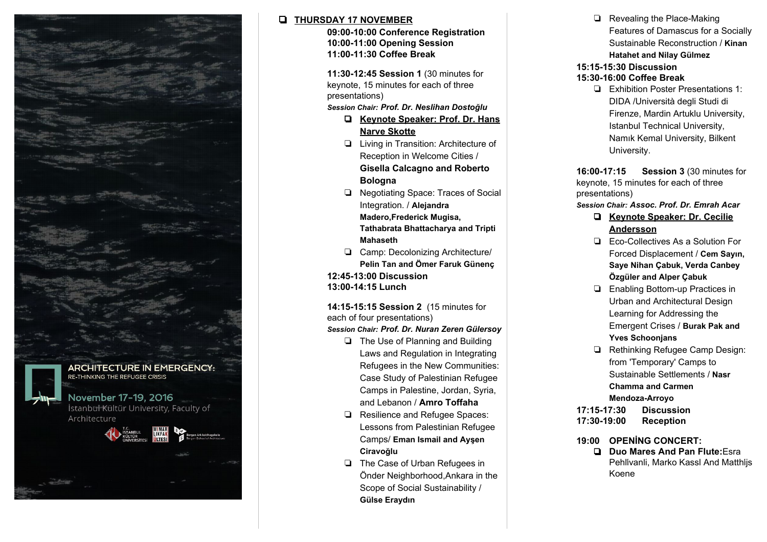**ARCHITECTURE IN EMERGENCY:**
RE-THINKING THE REFUGEE CRISIS

November 17-19, 2016
İstanbul Kültür University, Faculty of Architecture

## THURSDAY 17 NOVEMBER

**09:00-10:00 Conference Registration**
**10:00-11:00 Opening Session**
**11:00-11:30 Coffee Break**

**11:30-12:45 Session 1** (30 minutes for keynote, 15 minutes for each of three presentations)
*Session Chair: **Prof. Dr. Neslihan Dostoğlu***

- **Keynote Speaker: Prof. Dr. Hans Narve Skotte**
- Living in Transition: Architecture of Reception in Welcome Cities / **Gisella Calcagno and Roberto Bologna**
- Negotiating Space: Traces of Social Integration. / **Alejandra Madero,Frederick Mugisa, Tathabrata Bhattacharya and Tripti Mahaseth**
- Camp: Decolonizing Architecture/ **Pelin Tan and Ömer Faruk Günenç**

**12:45-13:00 Discussion**
**13:00-14:15 Lunch**

**14:15-15:15 Session 2** (15 minutes for each of four presentations)
*Session Chair: **Prof. Dr. Nuran Zeren Gülersoy***

- The Use of Planning and Building Laws and Regulation in Integrating Refugees in the New Communities: Case Study of Palestinian Refugee Camps in Palestine, Jordan, Syria, and Lebanon / **Amro Toffaha**
- Resilience and Refugee Spaces: Lessons from Palestinian Refugee Camps/ **Eman Ismail and Ayşen Ciravoğlu**
- The Case of Urban Refugees in Önder Neighborhood,Ankara in the Scope of Social Sustainability / **Gülse Eraydın**
- Revealing the Place-Making Features of Damascus for a Socially Sustainable Reconstruction / **Kinan Hatahet and Nilay Gülmez**

**15:15-15:30 Discussion**
**15:30-16:00 Coffee Break**

- Exhibition Poster Presentations 1: DIDA /Università degli Studi di Firenze, Mardin Artuklu University, Istanbul Technical University, Namık Kemal University, Bilkent University.

**16:00-17:15 Session 3** (30 minutes for keynote, 15 minutes for each of three presentations)
*Session Chair: **Assoc. Prof. Dr. Emrah Acar***

- **Keynote Speaker: Dr. Cecilie Andersson**
- Eco-Collectives As a Solution For Forced Displacement / **Cem Sayın, Saye Nihan Çabuk, Verda Canbey Özgüler and Alper Çabuk**
- Enabling Bottom-up Practices in Urban and Architectural Design Learning for Addressing the Emergent Crises / **Burak Pak and Yves Schoonjans**
- Rethinking Refugee Camp Design: from 'Temporary' Camps to Sustainable Settlements / **Nasr Chamma and Carmen Mendoza-Arroyo**

**17:15-17:30 Discussion**
**17:30-19:00 Reception**

**19:00 OPENİNG CONCERT:**

- **Duo Mares And Pan Flute:**Esra Pehlivanli, Marko Kassl And Matthijs Koene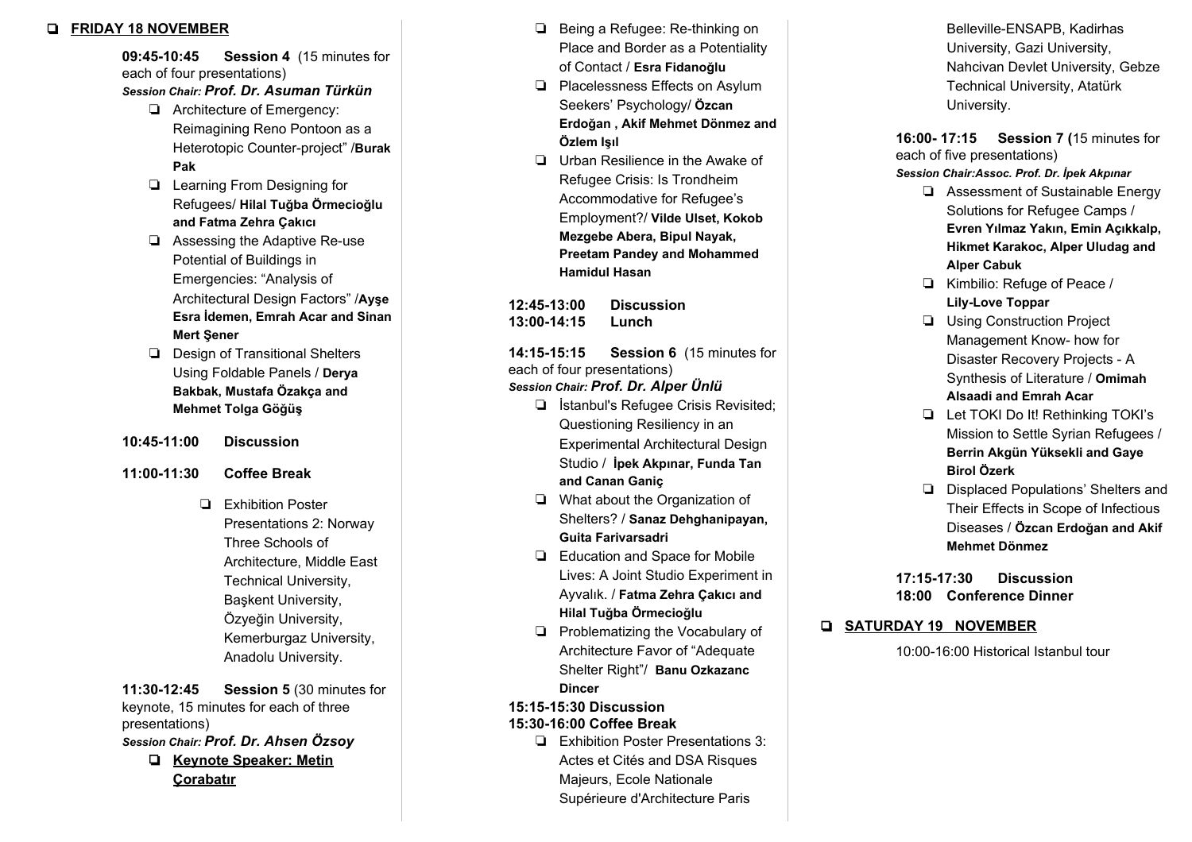## FRIDAY 18 NOVEMBER

**09:45-10:45 Session 4** (15 minutes for each of four presentations)

*Session Chair:* ***Prof. Dr. Asuman Türkün***

- Architecture of Emergency: Reimagining Reno Pontoon as a Heterotopic Counter-project" /**Burak Pak**
- Learning From Designing for Refugees/ **Hilal Tuğba Örmecioğlu and Fatma Zehra Çakıcı**
- Assessing the Adaptive Re-use Potential of Buildings in Emergencies: "Analysis of Architectural Design Factors" /**Ayşe Esra İdemen, Emrah Acar and Sinan Mert Şener**
- Design of Transitional Shelters Using Foldable Panels / **Derya Bakbak, Mustafa Özakça and Mehmet Tolga Göğüş**

**10:45-11:00 Discussion**

**11:00-11:30 Coffee Break**

- Exhibition Poster Presentations 2: Norway Three Schools of Architecture, Middle East Technical University, Başkent University, Özyeğin University, Kemerburgaz University, Anadolu University.

**11:30-12:45 Session 5** (30 minutes for keynote, 15 minutes for each of three presentations)

*Session Chair:* ***Prof. Dr. Ahsen Özsoy***

- **Keynote Speaker: Metin Çorabatır**
- Being a Refugee: Re-thinking on Place and Border as a Potentiality of Contact / **Esra Fidanoğlu**
- Placelessness Effects on Asylum Seekers' Psychology/ **Özcan Erdoğan , Akif Mehmet Dönmez and Özlem Işıl**
- Urban Resilience in the Awake of Refugee Crisis: Is Trondheim Accommodative for Refugee's Employment?/ **Vilde Ulset, Kokob Mezgebe Abera, Bipul Nayak, Preetam Pandey and Mohammed Hamidul Hasan**

**12:45-13:00 Discussion**

**13:00-14:15 Lunch**

**14:15-15:15 Session 6** (15 minutes for each of four presentations)

*Session Chair:* ***Prof. Dr. Alper Ünlü***

- İstanbul's Refugee Crisis Revisited; Questioning Resiliency in an Experimental Architectural Design Studio / **İpek Akpınar, Funda Tan and Canan Ganiç**
- What about the Organization of Shelters? / **Sanaz Dehghanipayan, Guita Farivarsadri**
- Education and Space for Mobile Lives: A Joint Studio Experiment in Ayvalık. / **Fatma Zehra Çakıcı and Hilal Tuğba Örmecioğlu**
- Problematizing the Vocabulary of Architecture Favor of "Adequate Shelter Right"/ **Banu Ozkazanc Dincer**

**15:15-15:30 Discussion**

**15:30-16:00 Coffee Break**

- Exhibition Poster Presentations 3: Actes et Cités and DSA Risques Majeurs, Ecole Nationale Supérieure d'Architecture Paris Belleville-ENSAPB, Kadirhas University, Gazi University, Nahcivan Devlet University, Gebze Technical University, Atatürk University.

**16:00- 17:15 Session 7 (**15 minutes for each of five presentations)

***Session Chair:Assoc. Prof. Dr. İpek Akpınar***

- Assessment of Sustainable Energy Solutions for Refugee Camps / **Evren Yılmaz Yakın, Emin Açıkkalp, Hikmet Karakoc, Alper Uludag and Alper Cabuk**
- Kimbilio: Refuge of Peace / **Lily-Love Toppar**
- Using Construction Project Management Know- how for Disaster Recovery Projects - A Synthesis of Literature / **Omimah Alsaadi and Emrah Acar**
- Let TOKI Do It! Rethinking TOKI's Mission to Settle Syrian Refugees / **Berrin Akgün Yüksekli and Gaye Birol Özerk**
- Displaced Populations' Shelters and Their Effects in Scope of Infectious Diseases / **Özcan Erdoğan and Akif Mehmet Dönmez**

**17:15-17:30 Discussion**

**18:00 Conference Dinner**

## SATURDAY 19 NOVEMBER

10:00-16:00 Historical Istanbul tour